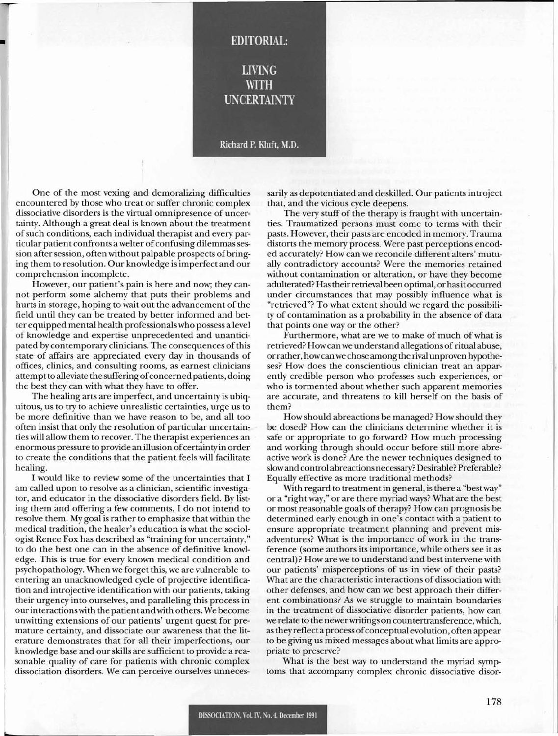# EDITORIAL:

# LIVING WITH UNCERTAINTY

Richard P. Kluft, M.D.

One of the most vexing and demoralizing difficulties encountered by those who treat or suffer chronic complex dissociative disorders is the virtual omnipresence of uncertainty. Although a great deal is known about the treatment of such conditions, each individual therapist and every particular patient confronts a welter of confusing dilemmas session after session, often without palpable prospects of bringing them to resolution. Our knowledge is imperfect and our comprehension incomplete.

However, our patient's pain is here and now; they cannot perform some alchemy that puts their problems and hurts in storage, hoping to wait out the advancement of the field until they can be treated by better informed and better equipped mental health professionals who possess a level of knowledge and expertise unprecedented and unanticipated by contemporary clinicians. The consequences of this state of affairs are appreciated every day in thousands of offices, clinics, and consulting rooms, as earnest clinicians attempt to alleviate the suffering of concerned patients, doing the best they can with what they have to offer.

The healing arts are imperfect, and uncertainty is ubiquitous, us to try to achieve unrealistic certainties, urge us to be more definitive than we have reason to be, and all too often insist that only the resolution of particular uncertainties will allow them to recover. The therapist experiences an enormous pressure to provide an illusion of certainty in order to create the conditions that the patient feels will facilitate healing.

I would like to review some of the uncertainties that I am called upon to resolve as a clinician, scientific investigator, and educator in the dissociative disorders field. By listing them and offering a few comments, I do not intend to resolve them. My goal is rather to emphasize that within the medical tradition, the healer's education is what the sociologist Renee Fox has described as "training for uncertainty," to do the best one can in the absence of definitive knowledge. This is true for every known medical condition and psychopathology. When we forget this, we are vulnerable to entering an unacknowledged cycle of projective identification and introjective identification with our patients, taking their urgency into ourselves, and paralleling this process in our interactions with the patient and with others. We become unwitting extensions of our patients' urgent quest for premature certainty, and dissociate our awareness that the literature demonstrates that for all their imperfections, our knowledge base and our skills are sufficient to provide a reasonable quality of care for patients with chronic complex dissociation disorders. We can perceive ourselves unnecessarily as depotentiated and deskilled. Our patients introject that, and the vicious cycle deepens.

The very stuff of the therapy is fraught with uncertainties. Traumatized persons must come to terms with their pasts. However, their pasts are encoded in memory. Trauma distorts the memory process. Were past perceptions encoded accurately? How can we reconcile different alters' mutually contradictory accounts? Were the memories retained without contamination or alteration, or have they become adulterated? Has their retrieval been optimal, or has it occurred under circumstances that may possibly influence what is "retrieved"? To what extent should we regard the possibility of contamination as a probability in the absence of data that points one way or the other?

Furthermore, what are we to make of much of what is retrieved? How can we understand allegations of ritual abuse, or rather, how can we chose among the rival unproven hypotheses? How does the conscientious clinician treat an apparently credible person who professes such experiences, or who is tormented about whether such apparent memories are accurate, and threatens to kill herself on the basis of them?

How should abreactions be managed? How should they be dosed? How can the clinicians determine whether it is safe or appropriate to go forward? How much processing and working through should occur before still more abreactive work is done? Are the newer techniques designed to slow and control abreactions necessary? Desirable? Preferable? Equally effective as more traditional methods?

With regard to treatment in general, is there a "best way" or a "right way," or are there myriad ways? What are the best or most reasonable goals of therapy? How can prognosis be determined early enough in one's contact with a patient to ensure appropriate treatment planning and prevent misadventures? What is the importance of work in the transference (some authors its importance, while others see it as central)? How are we to understand and best intervene with our patients' misperceptions of us in view of their pasts? What are the characteristic interactions of dissociation with other defenses, and how can we best approach their different combinations? As we struggle to maintain boundaries in the treatment of dissociative disorder patients, how can we relate to the newer writings on countertransference, which, as they reflect a process of conceptual evolution, often appear to be giving us mixed messages about what limits are appropriate to preserve?

What is the best way to understand the myriad symptoms that accompany complex chronic dissociative disor-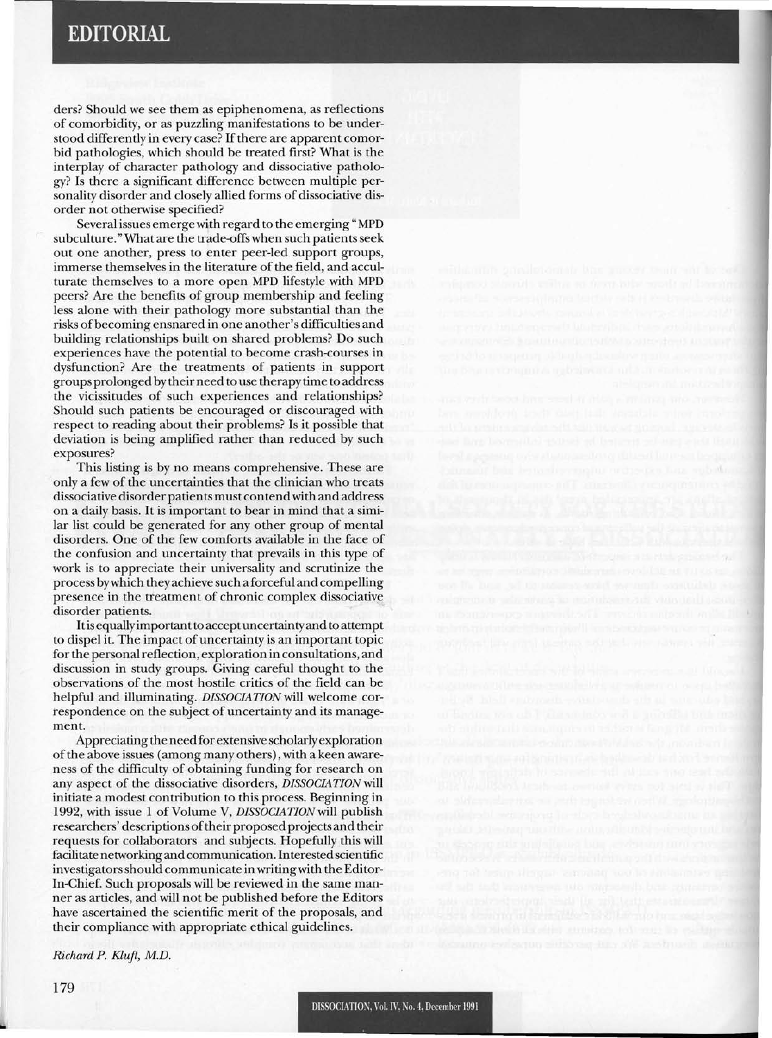## EDITORIAL

ders? Should we see them as epiphenomena, as reflections of comorbidity, or as puzzling manifestations to be understood differently in every case? If there are apparent comorbid pathologies, which should be treated first? What is the interplay of character pathology and dissociative pathology? Is there a significant difference between multiple personality disorder and closely allied forms of dissociative disorder not otherwise specified?

Several issues emerge with regard to the emerging "MPD subculture." What are the trade-offs when such patients seek out one another, press to enter peer-led support groups, immerse themselves in the literature of the field, and acculturate themselves to a more open MPD lifestyle with MPD peers? Are the benefits of group membership and feeling less alone with their pathology more substantial than the risks of becoming ensnared in one another's difficulties and building relationships built on shared problems? Do such experiences have the potential to become crash-courses in dysfunction? Are the treatments of patients in support groups prolonged by their need to use therapy time to address the vicissitudes of such experiences and relationships? Should such patients be encouraged or discouraged with respect to reading about their problems? Is it possible that deviation is being amplified rather than reduced by such exposures?

This listing is by no means comprehensive. These are only a few of the uncertainties that the clinician who treats dissociative disorder patients must contend with and address on a daily basis. It is important to bear in mind that a similar list could be generated for any other group of mental disorders. One of the few comforts available in the face of the confusion and uncertainty that prevails in this type of work is to appreciate their universality and scrutinize the process by which they achieve such a forceful and compelling presence in the treatment of chronic complex dissociative disorder patients.

It is equally important to accept uncertainty and to attempt to dispel it. The impact of uncertainty is an important topic for the personal reflection, exploration in consultations, and discussion in study groups. Giving careful thought to the observations of the most hostile critics of the field can be helpful and illuminating. *DISSOCIATION* will welcome correspondence on the subject of uncertainty and its management.

Appreciating the need for extensive scholarly exploration of the above issues (among many others), with a keen awareness of the difficulty of obtaining funding for research on any aspect of the dissociative disorders, *DISSOCIATION* will initiate a modest contribution to this process. Beginning in 1992, with issue 1 of Volume V, *DISSOCIATION* will publish researchers' descriptions of their proposed projects and their requests for collaborators and subjects. Hopefully this will facilitate networking and communication. Interested scientific investigators should communicate in writing with the Editor-In-Chief. Such proposals will be reviewed in the same manner as articles, and will not be published before the Editors have ascertained the scientific merit of the proposals, and their compliance with appropriate ethical guidelines.

*Richard P. Kluft, M.D.*